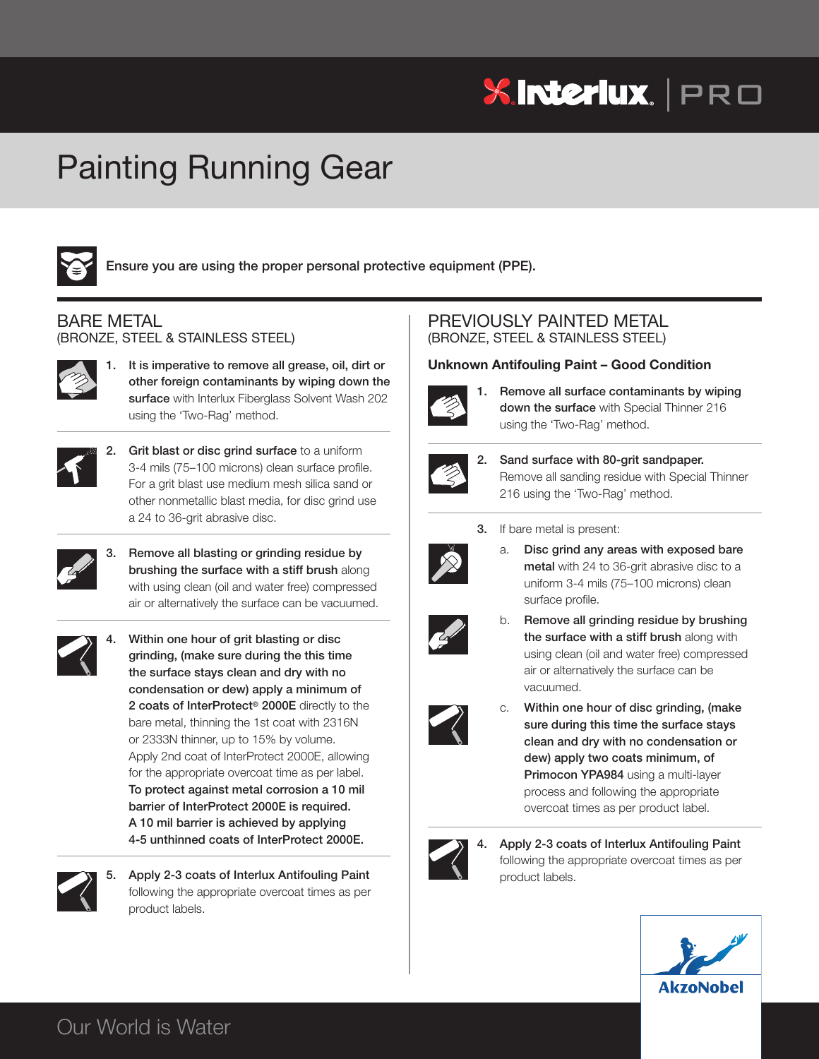# Painting Running Gear

Ensure you are using the proper personal protective equipment (PPE).

## BARE METAL
(BRONZE, STEEL & STAINLESS STEEL)

1. **It is imperative to remove all grease, oil, dirt or other foreign contaminants by wiping down the surface** with Interlux Fiberglass Solvent Wash 202 using the 'Two-Rag' method.

2. **Grit blast or disc grind surface** to a uniform 3-4 mils (75–100 microns) clean surface profile. For a grit blast use medium mesh silica sand or other nonmetallic blast media, for disc grind use a 24 to 36-grit abrasive disc.

3. **Remove all blasting or grinding residue by brushing the surface with a stiff brush** along with using clean (oil and water free) compressed air or alternatively the surface can be vacuumed.

4. **Within one hour of grit blasting or disc grinding, (make sure during the this time the surface stays clean and dry with no condensation or dew) apply a minimum of 2 coats of InterProtect® 2000E** directly to the bare metal, thinning the 1st coat with 2316N or 2333N thinner, up to 15% by volume. Apply 2nd coat of InterProtect 2000E, allowing for the appropriate overcoat time as per label. **To protect against metal corrosion a 10 mil barrier of InterProtect 2000E is required. A 10 mil barrier is achieved by applying 4-5 unthinned coats of InterProtect 2000E.**

5. **Apply 2-3 coats of Interlux Antifouling Paint** following the appropriate overcoat times as per product labels.

## PREVIOUSLY PAINTED METAL
(BRONZE, STEEL & STAINLESS STEEL)

### Unknown Antifouling Paint – Good Condition

1. **Remove all surface contaminants by wiping down the surface** with Special Thinner 216 using the 'Two-Rag' method.

2. **Sand surface with 80-grit sandpaper.** Remove all sanding residue with Special Thinner 216 using the 'Two-Rag' method.

3. If bare metal is present:

   a. **Disc grind any areas with exposed bare metal** with 24 to 36-grit abrasive disc to a uniform 3-4 mils (75–100 microns) clean surface profile.

   b. **Remove all grinding residue by brushing the surface with a stiff brush** along with using clean (oil and water free) compressed air or alternatively the surface can be vacuumed.

   c. **Within one hour of disc grinding, (make sure during this time the surface stays clean and dry with no condensation or dew) apply two coats minimum, of Primocon YPA984** using a multi-layer process and following the appropriate overcoat times as per product label.

4. **Apply 2-3 coats of Interlux Antifouling Paint** following the appropriate overcoat times as per product labels.

Our World is Water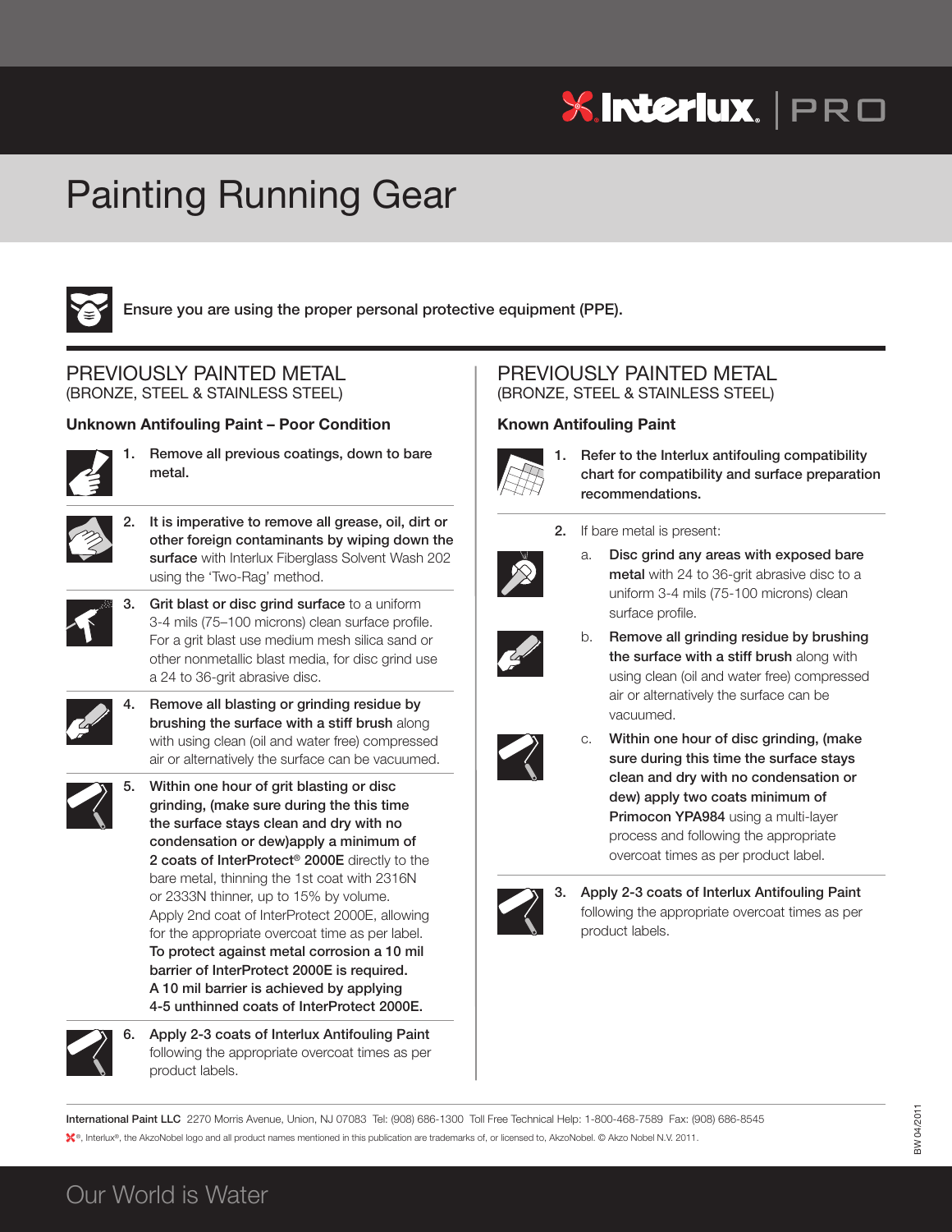# Painting Running Gear

Ensure you are using the proper personal protective equipment (PPE).

## PREVIOUSLY PAINTED METAL
(BRONZE, STEEL & STAINLESS STEEL)

### Unknown Antifouling Paint – Poor Condition

1. **Remove all previous coatings, down to bare metal.**
2. **It is imperative to remove all grease, oil, dirt or other foreign contaminants by wiping down the surface** with Interlux Fiberglass Solvent Wash 202 using the 'Two-Rag' method.
3. **Grit blast or disc grind surface** to a uniform 3-4 mils (75–100 microns) clean surface profile. For a grit blast use medium mesh silica sand or other nonmetallic blast media, for disc grind use a 24 to 36-grit abrasive disc.
4. **Remove all blasting or grinding residue by brushing the surface with a stiff brush** along with using clean (oil and water free) compressed air or alternatively the surface can be vacuumed.
5. **Within one hour of grit blasting or disc grinding, (make sure during the this time the surface stays clean and dry with no condensation or dew)apply a minimum of 2 coats of InterProtect® 2000E** directly to the bare metal, thinning the 1st coat with 2316N or 2333N thinner, up to 15% by volume. Apply 2nd coat of InterProtect 2000E, allowing for the appropriate overcoat time as per label. **To protect against metal corrosion a 10 mil barrier of InterProtect 2000E is required. A 10 mil barrier is achieved by applying 4-5 unthinned coats of InterProtect 2000E.**
6. **Apply 2-3 coats of Interlux Antifouling Paint** following the appropriate overcoat times as per product labels.

## PREVIOUSLY PAINTED METAL
(BRONZE, STEEL & STAINLESS STEEL)

### Known Antifouling Paint

1. **Refer to the Interlux antifouling compatibility chart for compatibility and surface preparation recommendations.**
2. If bare metal is present:
   a. **Disc grind any areas with exposed bare metal** with 24 to 36-grit abrasive disc to a uniform 3-4 mils (75-100 microns) clean surface profile.
   b. **Remove all grinding residue by brushing the surface with a stiff brush** along with using clean (oil and water free) compressed air or alternatively the surface can be vacuumed.
   c. **Within one hour of disc grinding, (make sure during this time the surface stays clean and dry with no condensation or dew) apply two coats minimum of Primocon YPA984** using a multi-layer process and following the appropriate overcoat times as per product label.
3. **Apply 2-3 coats of Interlux Antifouling Paint** following the appropriate overcoat times as per product labels.

**International Paint LLC** 2270 Morris Avenue, Union, NJ 07083 Tel: (908) 686-1300 Toll Free Technical Help: 1-800-468-7589 Fax: (908) 686-8545

®, Interlux®, the AkzoNobel logo and all product names mentioned in this publication are trademarks of, or licensed to, AkzoNobel. © Akzo Nobel N.V. 2011.

BW 04/2011

Our World is Water